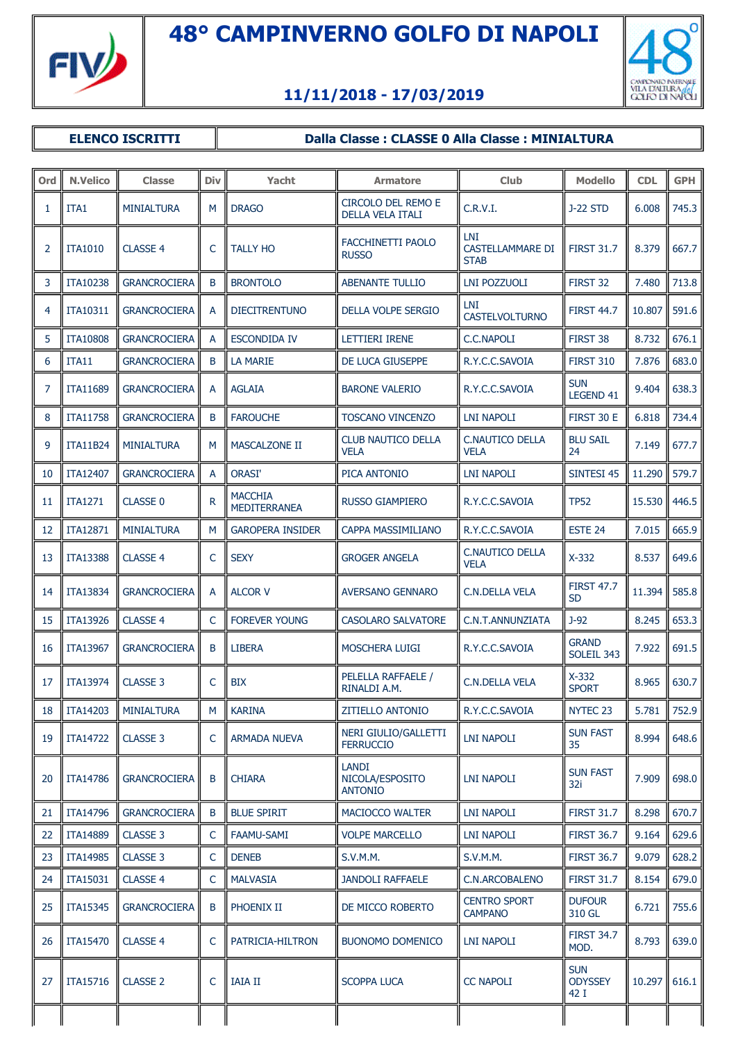# 48° CAMPINVERNO GOLFO DI NAPOLI

## 11/11/2018 - 17/03/2019

**ELENCO ISCRITTI** — **Dalla Classe : CLASSE 0 Alla Classe : MINIALTURA**

| Ord | N.Velico | Classe | Div | Yacht | Armatore | Club | Modello | CDL | GPH |
|---|---|---|---|---|---|---|---|---|---|
| 1 | ITA1 | MINIALTURA | M | DRAGO | CIRCOLO DEL REMO E DELLA VELA ITALI | C.R.V.I. | J-22 STD | 6.008 | 745.3 |
| 2 | ITA1010 | CLASSE 4 | C | TALLY HO | FACCHINETTI PAOLO RUSSO | LNI CASTELLAMMARE DI STAB | FIRST 31.7 | 8.379 | 667.7 |
| 3 | ITA10238 | GRANCROCIERA | B | BRONTOLO | ABENANTE TULLIO | LNI POZZUOLI | FIRST 32 | 7.480 | 713.8 |
| 4 | ITA10311 | GRANCROCIERA | A | DIECITRENTUNO | DELLA VOLPE SERGIO | LNI CASTELVOLTURNO | FIRST 44.7 | 10.807 | 591.6 |
| 5 | ITA10808 | GRANCROCIERA | A | ESCONDIDA IV | LETTIERI IRENE | C.C.NAPOLI | FIRST 38 | 8.732 | 676.1 |
| 6 | ITA11 | GRANCROCIERA | B | LA MARIE | DE LUCA GIUSEPPE | R.Y.C.C.SAVOIA | FIRST 310 | 7.876 | 683.0 |
| 7 | ITA11689 | GRANCROCIERA | A | AGLAIA | BARONE VALERIO | R.Y.C.C.SAVOIA | SUN LEGEND 41 | 9.404 | 638.3 |
| 8 | ITA11758 | GRANCROCIERA | B | FAROUCHE | TOSCANO VINCENZO | LNI NAPOLI | FIRST 30 E | 6.818 | 734.4 |
| 9 | ITA11B24 | MINIALTURA | M | MASCALZONE II | CLUB NAUTICO DELLA VELA | C.NAUTICO DELLA VELA | BLU SAIL 24 | 7.149 | 677.7 |
| 10 | ITA12407 | GRANCROCIERA | A | ORASI' | PICA ANTONIO | LNI NAPOLI | SINTESI 45 | 11.290 | 579.7 |
| 11 | ITA1271 | CLASSE 0 | R | MACCHIA MEDITERRANEA | RUSSO GIAMPIERO | R.Y.C.C.SAVOIA | TP52 | 15.530 | 446.5 |
| 12 | ITA12871 | MINIALTURA | M | GAROPERA INSIDER | CAPPA MASSIMILIANO | R.Y.C.C.SAVOIA | ESTE 24 | 7.015 | 665.9 |
| 13 | ITA13388 | CLASSE 4 | C | SEXY | GROGER ANGELA | C.NAUTICO DELLA VELA | X-332 | 8.537 | 649.6 |
| 14 | ITA13834 | GRANCROCIERA | A | ALCOR V | AVERSANO GENNARO | C.N.DELLA VELA | FIRST 47.7 SD | 11.394 | 585.8 |
| 15 | ITA13926 | CLASSE 4 | C | FOREVER YOUNG | CASOLARO SALVATORE | C.N.T.ANNUNZIATA | J-92 | 8.245 | 653.3 |
| 16 | ITA13967 | GRANCROCIERA | B | LIBERA | MOSCHERA LUIGI | R.Y.C.C.SAVOIA | GRAND SOLEIL 343 | 7.922 | 691.5 |
| 17 | ITA13974 | CLASSE 3 | C | BIX | PELELLA RAFFAELE / RINALDI A.M. | C.N.DELLA VELA | X-332 SPORT | 8.965 | 630.7 |
| 18 | ITA14203 | MINIALTURA | M | KARINA | ZITIELLO ANTONIO | R.Y.C.C.SAVOIA | NYTEC 23 | 5.781 | 752.9 |
| 19 | ITA14722 | CLASSE 3 | C | ARMADA NUEVA | NERI GIULIO/GALLETTI FERRUCCIO | LNI NAPOLI | SUN FAST 35 | 8.994 | 648.6 |
| 20 | ITA14786 | GRANCROCIERA | B | CHIARA | LANDI NICOLA/ESPOSITO ANTONIO | LNI NAPOLI | SUN FAST 32i | 7.909 | 698.0 |
| 21 | ITA14796 | GRANCROCIERA | B | BLUE SPIRIT | MACIOCCO WALTER | LNI NAPOLI | FIRST 31.7 | 8.298 | 670.7 |
| 22 | ITA14889 | CLASSE 3 | C | FAAMU-SAMI | VOLPE MARCELLO | LNI NAPOLI | FIRST 36.7 | 9.164 | 629.6 |
| 23 | ITA14985 | CLASSE 3 | C | DENEB | S.V.M.M. | S.V.M.M. | FIRST 36.7 | 9.079 | 628.2 |
| 24 | ITA15031 | CLASSE 4 | C | MALVASIA | JANDOLI RAFFAELE | C.N.ARCOBALENO | FIRST 31.7 | 8.154 | 679.0 |
| 25 | ITA15345 | GRANCROCIERA | B | PHOENIX II | DE MICCO ROBERTO | CENTRO SPORT CAMPANO | DUFOUR 310 GL | 6.721 | 755.6 |
| 26 | ITA15470 | CLASSE 4 | C | PATRICIA-HILTRON | BUONOMO DOMENICO | LNI NAPOLI | FIRST 34.7 MOD. | 8.793 | 639.0 |
| 27 | ITA15716 | CLASSE 2 | C | IAIA II | SCOPPA LUCA | CC NAPOLI | SUN ODYSSEY 42 I | 10.297 | 616.1 |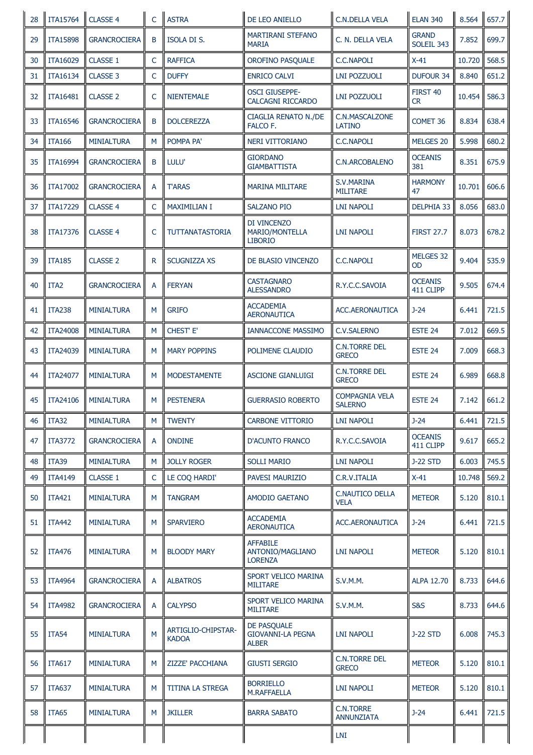| 28 | ITA15764 | CLASSE 4 | C | ASTRA | DE LEO ANIELLO | C.N.DELLA VELA | ELAN 340 | 8.564 | 657.7 |
|---|---|---|---|---|---|---|---|---|---|
| 29 | ITA15898 | GRANCROCIERA | B | ISOLA DI S. | MARTIRANI STEFANO MARIA | C. N. DELLA VELA | GRAND SOLEIL 343 | 7.852 | 699.7 |
| 30 | ITA16029 | CLASSE 1 | C | RAFFICA | OROFINO PASQUALE | C.C.NAPOLI | X-41 | 10.720 | 568.5 |
| 31 | ITA16134 | CLASSE 3 | C | DUFFY | ENRICO CALVI | LNI POZZUOLI | DUFOUR 34 | 8.840 | 651.2 |
| 32 | ITA16481 | CLASSE 2 | C | NIENTEMALE | OSCI GIUSEPPE-CALCAGNI RICCARDO | LNI POZZUOLI | FIRST 40 CR | 10.454 | 586.3 |
| 33 | ITA16546 | GRANCROCIERA | B | DOLCEREZZA | CIAGLIA RENATO N./DE FALCO F. | C.N.MASCALZONE LATINO | COMET 36 | 8.834 | 638.4 |
| 34 | ITA166 | MINIALTURA | M | POMPA PA' | NERI VITTORIANO | C.C.NAPOLI | MELGES 20 | 5.998 | 680.2 |
| 35 | ITA16994 | GRANCROCIERA | B | LULU' | GIORDANO GIAMBATTISTA | C.N.ARCOBALENO | OCEANIS 381 | 8.351 | 675.9 |
| 36 | ITA17002 | GRANCROCIERA | A | T'ARAS | MARINA MILITARE | S.V.MARINA MILITARE | HARMONY 47 | 10.701 | 606.6 |
| 37 | ITA17229 | CLASSE 4 | C | MAXIMILIAN I | SALZANO PIO | LNI NAPOLI | DELPHIA 33 | 8.056 | 683.0 |
| 38 | ITA17376 | CLASSE 4 | C | TUTTANATASTORIA | DI VINCENZO MARIO/MONTELLA LIBORIO | LNI NAPOLI | FIRST 27.7 | 8.073 | 678.2 |
| 39 | ITA185 | CLASSE 2 | R | SCUGNIZZA XS | DE BLASIO VINCENZO | C.C.NAPOLI | MELGES 32 OD | 9.404 | 535.9 |
| 40 | ITA2 | GRANCROCIERA | A | FERYAN | CASTAGNARO ALESSANDRO | R.Y.C.C.SAVOIA | OCEANIS 411 CLIPP | 9.505 | 674.4 |
| 41 | ITA238 | MINIALTURA | M | GRIFO | ACCADEMIA AERONAUTICA | ACC.AERONAUTICA | J-24 | 6.441 | 721.5 |
| 42 | ITA24008 | MINIALTURA | M | CHEST' E' | IANNACCONE MASSIMO | C.V.SALERNO | ESTE 24 | 7.012 | 669.5 |
| 43 | ITA24039 | MINIALTURA | M | MARY POPPINS | POLIMENE CLAUDIO | C.N.TORRE DEL GRECO | ESTE 24 | 7.009 | 668.3 |
| 44 | ITA24077 | MINIALTURA | M | MODESTAMENTE | ASCIONE GIANLUIGI | C.N.TORRE DEL GRECO | ESTE 24 | 6.989 | 668.8 |
| 45 | ITA24106 | MINIALTURA | M | PESTENERA | GUERRASIO ROBERTO | COMPAGNIA VELA SALERNO | ESTE 24 | 7.142 | 661.2 |
| 46 | ITA32 | MINIALTURA | M | TWENTY | CARBONE VITTORIO | LNI NAPOLI | J-24 | 6.441 | 721.5 |
| 47 | ITA3772 | GRANCROCIERA | A | ONDINE | D'ACUNTO FRANCO | R.Y.C.C.SAVOIA | OCEANIS 411 CLIPP | 9.617 | 665.2 |
| 48 | ITA39 | MINIALTURA | M | JOLLY ROGER | SOLLI MARIO | LNI NAPOLI | J-22 STD | 6.003 | 745.5 |
| 49 | ITA4149 | CLASSE 1 | C | LE COQ HARDI' | PAVESI MAURIZIO | C.R.V.ITALIA | X-41 | 10.748 | 569.2 |
| 50 | ITA421 | MINIALTURA | M | TANGRAM | AMODIO GAETANO | C.NAUTICO DELLA VELA | METEOR | 5.120 | 810.1 |
| 51 | ITA442 | MINIALTURA | M | SPARVIERO | ACCADEMIA AERONAUTICA | ACC.AERONAUTICA | J-24 | 6.441 | 721.5 |
| 52 | ITA476 | MINIALTURA | M | BLOODY MARY | AFFABILE ANTONIO/MAGLIANO LORENZA | LNI NAPOLI | METEOR | 5.120 | 810.1 |
| 53 | ITA4964 | GRANCROCIERA | A | ALBATROS | SPORT VELICO MARINA MILITARE | S.V.M.M. | ALPA 12.70 | 8.733 | 644.6 |
| 54 | ITA4982 | GRANCROCIERA | A | CALYPSO | SPORT VELICO MARINA MILITARE | S.V.M.M. | S&S | 8.733 | 644.6 |
| 55 | ITA54 | MINIALTURA | M | ARTIGLIO-CHIPSTAR-KADOA | DE PASQUALE GIOVANNI-LA PEGNA ALBER | LNI NAPOLI | J-22 STD | 6.008 | 745.3 |
| 56 | ITA617 | MINIALTURA | M | ZIZZE' PACCHIANA | GIUSTI SERGIO | C.N.TORRE DEL GRECO | METEOR | 5.120 | 810.1 |
| 57 | ITA637 | MINIALTURA | M | TITINA LA STREGA | BORRIELLO M.RAFFAELLA | LNI NAPOLI | METEOR | 5.120 | 810.1 |
| 58 | ITA65 | MINIALTURA | M | JKILLER | BARRA SABATO | C.N.TORRE ANNUNZIATA | J-24 | 6.441 | 721.5 |
| | | | | | | LNI | | | |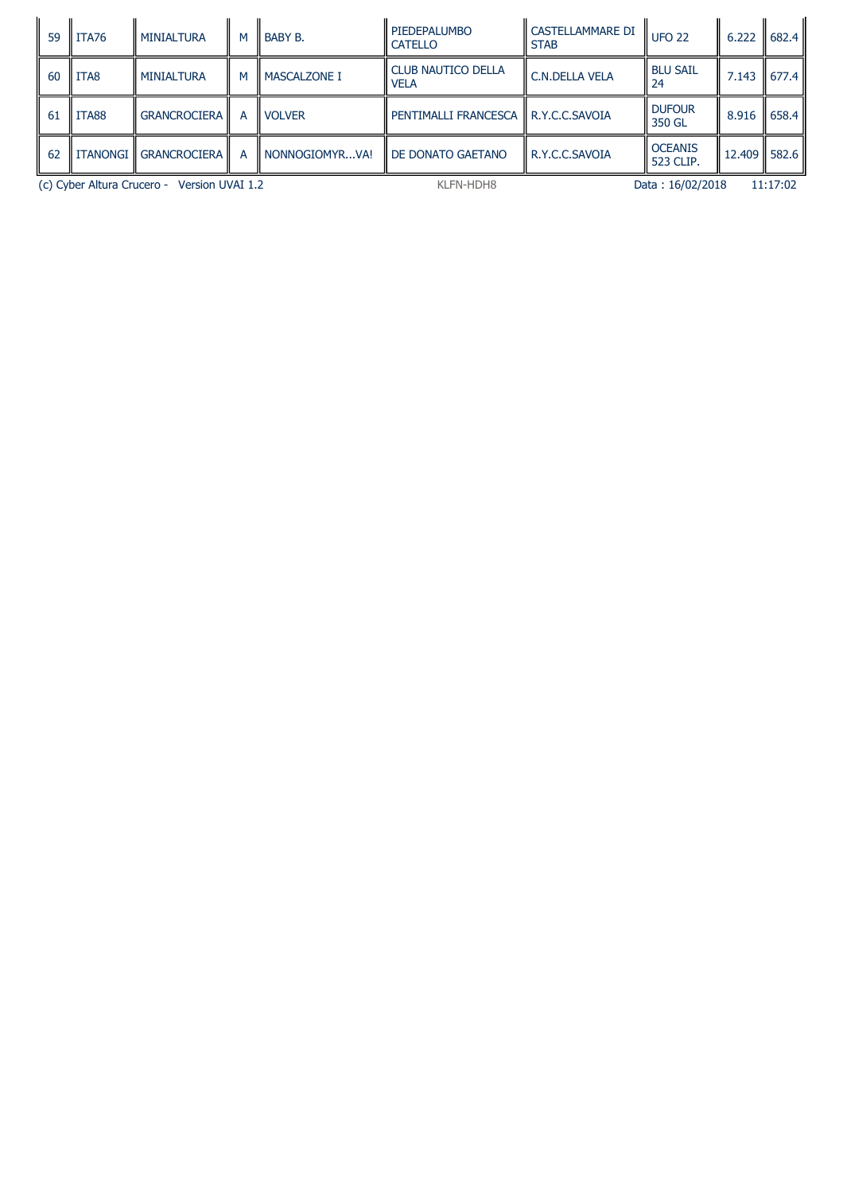| | | | | | | | | | |
|---|---|---|---|---|---|---|---|---|---|
| 59 | ITA76 | MINIALTURA | M | BABY B. | PIEDEPALUMBO CATELLO | CASTELLAMMARE DI STAB | UFO 22 | 6.222 | 682.4 |
| 60 | ITA8 | MINIALTURA | M | MASCALZONE I | CLUB NAUTICO DELLA VELA | C.N.DELLA VELA | BLU SAIL 24 | 7.143 | 677.4 |
| 61 | ITA88 | GRANCROCIERA | A | VOLVER | PENTIMALLI FRANCESCA | R.Y.C.C.SAVOIA | DUFOUR 350 GL | 8.916 | 658.4 |
| 62 | ITANONGI | GRANCROCIERA | A | NONNOGIOMYR...VA! | DE DONATO GAETANO | R.Y.C.C.SAVOIA | OCEANIS 523 CLIP. | 12.409 | 582.6 |

(c) Cyber Altura Crucero - Version UVAI 1.2 KLFN-HDH8 Data : 16/02/2018 11:17:02